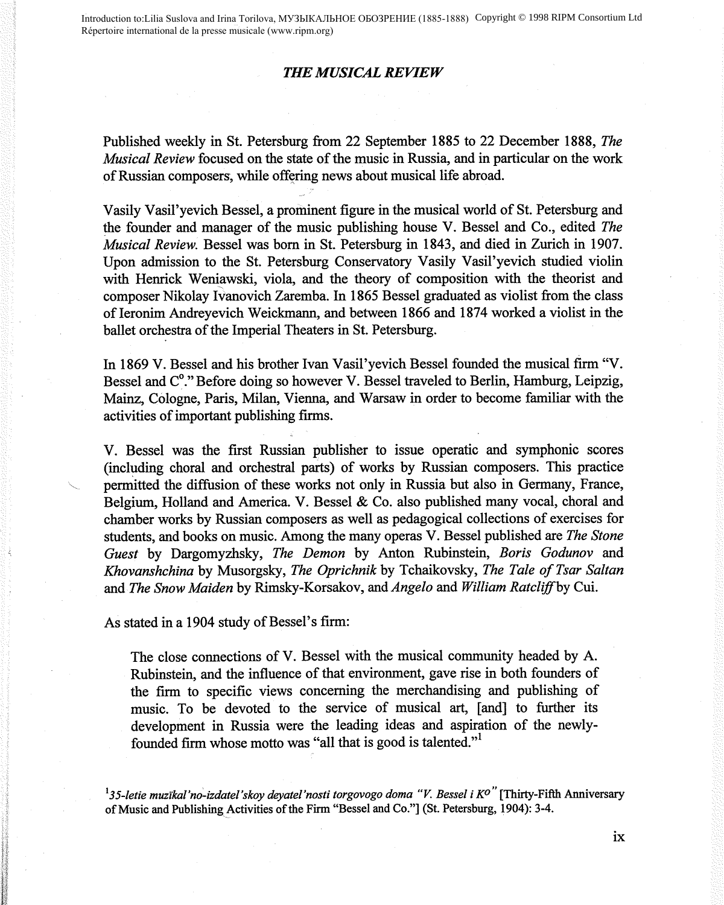# *THE MUSICAL REVIEW*

Published weekly in St. Petersburg from 22 September 1885 to 22 December 1888, *The Musical Review* focused on the state of the music in Russia, and in particular on the work of Russian composers, while offering news about musical life abroad.

Vasily Vasil'yevich Bessel, a prominent figure in the musical world of St. Petersburg and the founder and manager of the music publishing house V. Bessel and Co., edited *The Musical Review.* Bessel was born in St. Petersburg in 1843, and died in Zurich in 1907. Upon admission to the St. Petersburg Conservatory Vasily Vasil'yevich studied violin with Henrick Weniawski, viola, and the theory of composition with the theorist and composer Nikolay Ivanovich Zaremba. In 1865 Bessel graduated as violist from the class of Ieronim Andreyevich Weickmann, and between 1866 and 1874 worked a violist in the ballet orchestra of the Imperial Theaters in St. Petersburg.

In 1869 V. Bessel and his brother Ivan Vasil'yevich Bessel founded the musical firm "V. Bessel and C°." Before doing so however V. Bessel traveled to Berlin, Hamburg, Leipzig, Mainz, Cologne, Paris, Milan, Vienna, and Warsaw in order to become familiar with the activities of important publishing firms.

V. Bessel was the first Russian publisher to issue operatic and symphonic scores (including choral and orchestral parts) of works by Russian composers. This practice permitted the diffusion of these works not only in Russia but also in Germany, France, Belgium, Holland and America. V. Bessel & Co. also published many vocal, choral and chamber works by Russian composers as well as pedagogical collections of exercises for students, and books on music. Among the many operas V. Bessel published are *The Stone Guest* by Dargomyzhsky, *The Demon* by Anton Rubinstein, *Boris Godunov* and *Khovanshchina* by Musorgsky, *The Oprichnik* by Tchaikovsky, *The Tale of Tsar Saltan* and *The Snow Maiden* by Rimsky-Korsakov, and *Angelo* and *William Ratcliff* by Cui.

As stated in a 1904 study of Bessel's firm:

> The close connections of V. Bessel with the musical community headed by A. Rubinstein, and the influence of that environment, gave rise in both founders of the firm to specific views concerning the merchandising and publishing of music. To be devoted to the service of musical art, [and] to further its development in Russia were the leading ideas and aspiration of the newly-founded firm whose motto was "all that is good is talented."[1]

[1] *35-letie muzikal'no-izdatel'skoy deyatel'nosti torgovogo doma "V. Bessel i K°"* [Thirty-Fifth Anniversary of Music and Publishing Activities of the Firm "Bessel and Co."] (St. Petersburg, 1904): 3-4.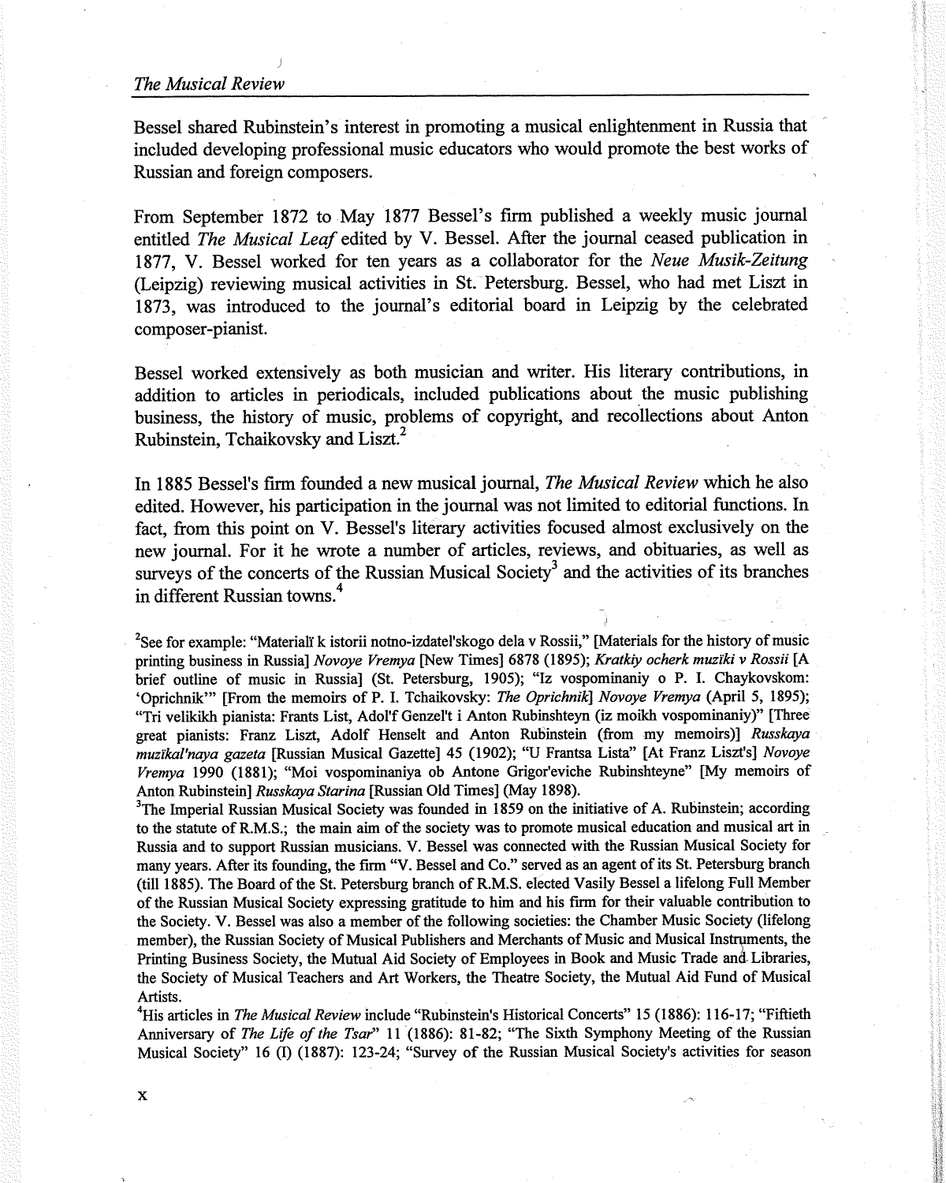Bessel shared Rubinstein's interest in promoting a musical enlightenment in Russia that included developing professional music educators who would promote the best works of Russian and foreign composers.

From September 1872 to May 1877 Bessel's firm published a weekly music journal entitled *The Musical Leaf* edited by V. Bessel. After the journal ceased publication in 1877, V. Bessel worked for ten years as a collaborator for the *Neue Musik-Zeitung* (Leipzig) reviewing musical activities in St. Petersburg. Bessel, who had met Liszt in 1873, was introduced to the journal's editorial board in Leipzig by the celebrated composer-pianist.

Bessel worked extensively as both musician and writer. His literary contributions, in addition to articles in periodicals, included publications about the music publishing business, the history of music, problems of copyright, and recollections about Anton Rubinstein, Tchaikovsky and Liszt.[2]

In 1885 Bessel's firm founded a new musical journal, *The Musical Review* which he also edited. However, his participation in the journal was not limited to editorial functions. In fact, from this point on V. Bessel's literary activities focused almost exclusively on the new journal. For it he wrote a number of articles, reviews, and obituaries, as well as surveys of the concerts of the Russian Musical Society[3] and the activities of its branches in different Russian towns.[4]

[2]See for example: "Materialï k istorii notno-izdatel'skogo dela v Rossii," [Materials for the history of music printing business in Russia] *Novoye Vremya* [New Times] 6878 (1895); *Kratkiy ocherk muzïki v Rossii* [A brief outline of music in Russia] (St. Petersburg, 1905); "Iz vospominaniy o P. I. Chaykovskom: 'Oprichnik'" [From the memoirs of P. I. Tchaikovsky: *The Oprichnik*] *Novoye Vremya* (April 5, 1895); "Tri velikikh pianista: Frants List, Adol'f Genzel't i Anton Rubinshteyn (iz moikh vospominaniy)" [Three great pianists: Franz Liszt, Adolf Henselt and Anton Rubinstein (from my memoirs)] *Russkaya muzïkal'naya gazeta* [Russian Musical Gazette] 45 (1902); "U Frantsa Lista" [At Franz Liszt's] *Novoye Vremya* 1990 (1881); "Moi vospominaniya ob Antone Grigor'eviche Rubinshteyne" [My memoirs of Anton Rubinstein] *Russkaya Starina* [Russian Old Times] (May 1898).

[3]The Imperial Russian Musical Society was founded in 1859 on the initiative of A. Rubinstein; according to the statute of R.M.S.; the main aim of the society was to promote musical education and musical art in Russia and to support Russian musicians. V. Bessel was connected with the Russian Musical Society for many years. After its founding, the firm "V. Bessel and Co." served as an agent of its St. Petersburg branch (till 1885). The Board of the St. Petersburg branch of R.M.S. elected Vasily Bessel a lifelong Full Member of the Russian Musical Society expressing gratitude to him and his firm for their valuable contribution to the Society. V. Bessel was also a member of the following societies: the Chamber Music Society (lifelong member), the Russian Society of Musical Publishers and Merchants of Music and Musical Instruments, the Printing Business Society, the Mutual Aid Society of Employees in Book and Music Trade and Libraries, the Society of Musical Teachers and Art Workers, the Theatre Society, the Mutual Aid Fund of Musical Artists.

[4]His articles in *The Musical Review* include "Rubinstein's Historical Concerts" 15 (1886): 116-17; "Fiftieth Anniversary of *The Life of the Tsar*" 11 (1886): 81-82; "The Sixth Symphony Meeting of the Russian Musical Society" 16 (I) (1887): 123-24; "Survey of the Russian Musical Society's activities for season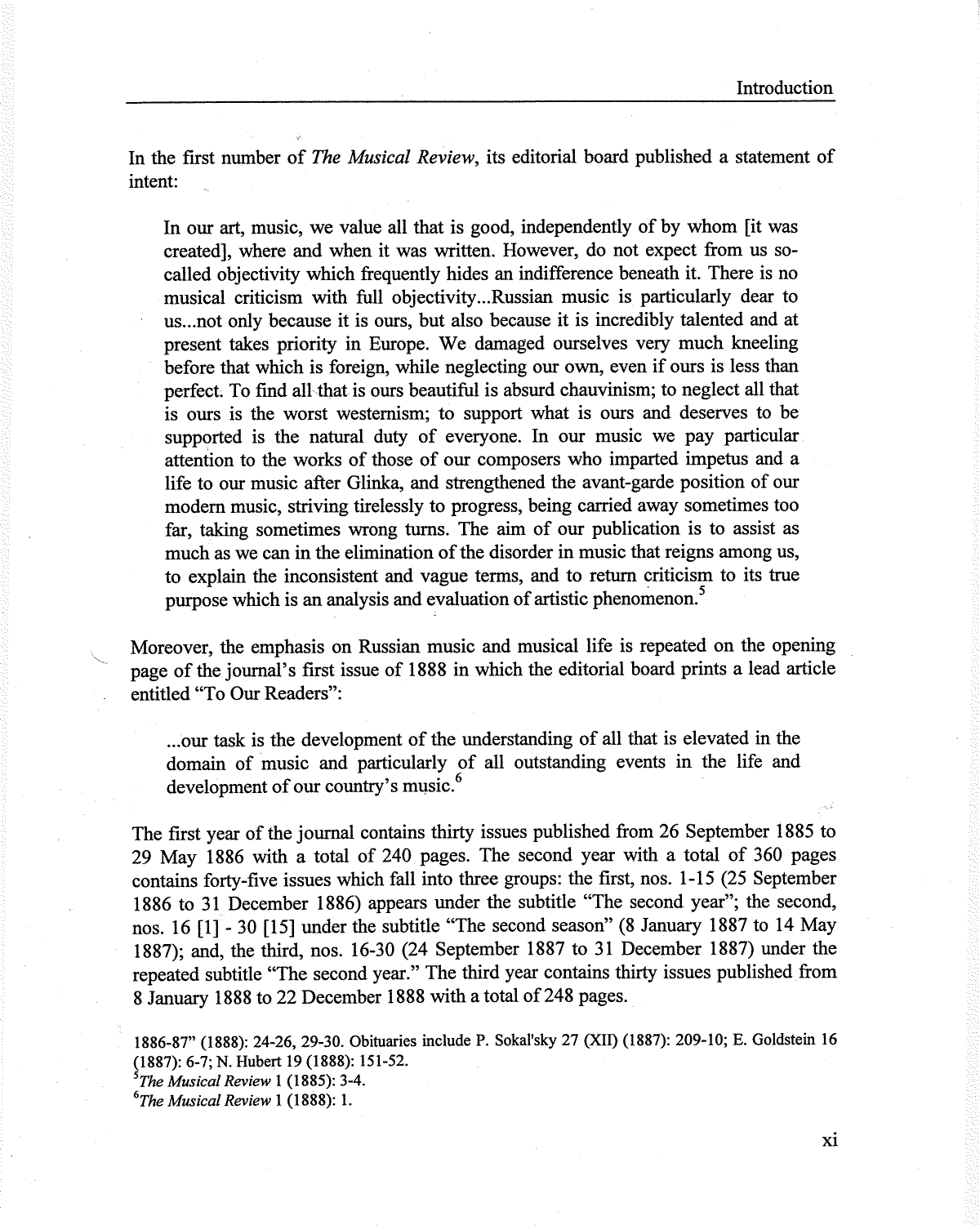In the first number of *The Musical Review*, its editorial board published a statement of intent:

> In our art, music, we value all that is good, independently of by whom [it was created], where and when it was written. However, do not expect from us so-called objectivity which frequently hides an indifference beneath it. There is no musical criticism with full objectivity...Russian music is particularly dear to us...not only because it is ours, but also because it is incredibly talented and at present takes priority in Europe. We damaged ourselves very much kneeling before that which is foreign, while neglecting our own, even if ours is less than perfect. To find all that is ours beautiful is absurd chauvinism; to neglect all that is ours is the worst westernism; to support what is ours and deserves to be supported is the natural duty of everyone. In our music we pay particular attention to the works of those of our composers who imparted impetus and a life to our music after Glinka, and strengthened the avant-garde position of our modern music, striving tirelessly to progress, being carried away sometimes too far, taking sometimes wrong turns. The aim of our publication is to assist as much as we can in the elimination of the disorder in music that reigns among us, to explain the inconsistent and vague terms, and to return criticism to its true purpose which is an analysis and evaluation of artistic phenomenon.[5]

Moreover, the emphasis on Russian music and musical life is repeated on the opening page of the journal's first issue of 1888 in which the editorial board prints a lead article entitled "To Our Readers":

> ...our task is the development of the understanding of all that is elevated in the domain of music and particularly of all outstanding events in the life and development of our country's music.[6]

The first year of the journal contains thirty issues published from 26 September 1885 to 29 May 1886 with a total of 240 pages. The second year with a total of 360 pages contains forty-five issues which fall into three groups: the first, nos. 1-15 (25 September 1886 to 31 December 1886) appears under the subtitle "The second year"; the second, nos. 16 [1] - 30 [15] under the subtitle "The second season" (8 January 1887 to 14 May 1887); and, the third, nos. 16-30 (24 September 1887 to 31 December 1887) under the repeated subtitle "The second year." The third year contains thirty issues published from 8 January 1888 to 22 December 1888 with a total of 248 pages.

---

1886-87" (1888): 24-26, 29-30. Obituaries include P. Sokal'sky 27 (XII) (1887): 209-10; E. Goldstein 16 (1887): 6-7; N. Hubert 19 (1888): 151-52.

[5] *The Musical Review* 1 (1885): 3-4.

[6] *The Musical Review* 1 (1888): 1.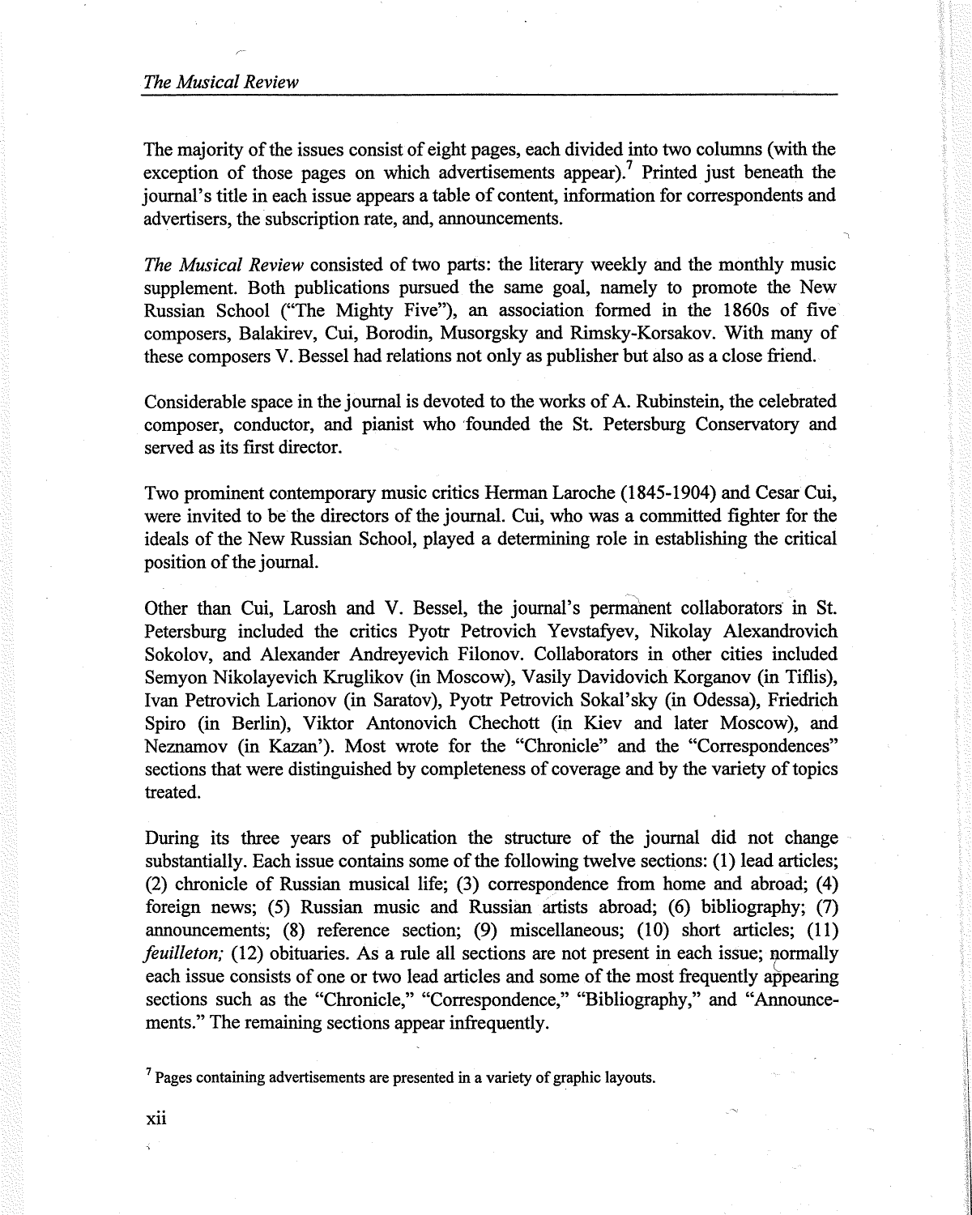The majority of the issues consist of eight pages, each divided into two columns (with the exception of those pages on which advertisements appear).[7] Printed just beneath the journal's title in each issue appears a table of content, information for correspondents and advertisers, the subscription rate, and, announcements.

*The Musical Review* consisted of two parts: the literary weekly and the monthly music supplement. Both publications pursued the same goal, namely to promote the New Russian School ("The Mighty Five"), an association formed in the 1860s of five composers, Balakirev, Cui, Borodin, Musorgsky and Rimsky-Korsakov. With many of these composers V. Bessel had relations not only as publisher but also as a close friend.

Considerable space in the journal is devoted to the works of A. Rubinstein, the celebrated composer, conductor, and pianist who founded the St. Petersburg Conservatory and served as its first director.

Two prominent contemporary music critics Herman Laroche (1845-1904) and Cesar Cui, were invited to be the directors of the journal. Cui, who was a committed fighter for the ideals of the New Russian School, played a determining role in establishing the critical position of the journal.

Other than Cui, Larosh and V. Bessel, the journal's permanent collaborators in St. Petersburg included the critics Pyotr Petrovich Yevstafyev, Nikolay Alexandrovich Sokolov, and Alexander Andreyevich Filonov. Collaborators in other cities included Semyon Nikolayevich Kruglikov (in Moscow), Vasily Davidovich Korganov (in Tiflis), Ivan Petrovich Larionov (in Saratov), Pyotr Petrovich Sokal'sky (in Odessa), Friedrich Spiro (in Berlin), Viktor Antonovich Chechott (in Kiev and later Moscow), and Neznamov (in Kazan'). Most wrote for the "Chronicle" and the "Correspondences" sections that were distinguished by completeness of coverage and by the variety of topics treated.

During its three years of publication the structure of the journal did not change substantially. Each issue contains some of the following twelve sections: (1) lead articles; (2) chronicle of Russian musical life; (3) correspondence from home and abroad; (4) foreign news; (5) Russian music and Russian artists abroad; (6) bibliography; (7) announcements; (8) reference section; (9) miscellaneous; (10) short articles; (11) *feuilleton;* (12) obituaries. As a rule all sections are not present in each issue; normally each issue consists of one or two lead articles and some of the most frequently appearing sections such as the "Chronicle," "Correspondence," "Bibliography," and "Announcements." The remaining sections appear infrequently.

[7] Pages containing advertisements are presented in a variety of graphic layouts.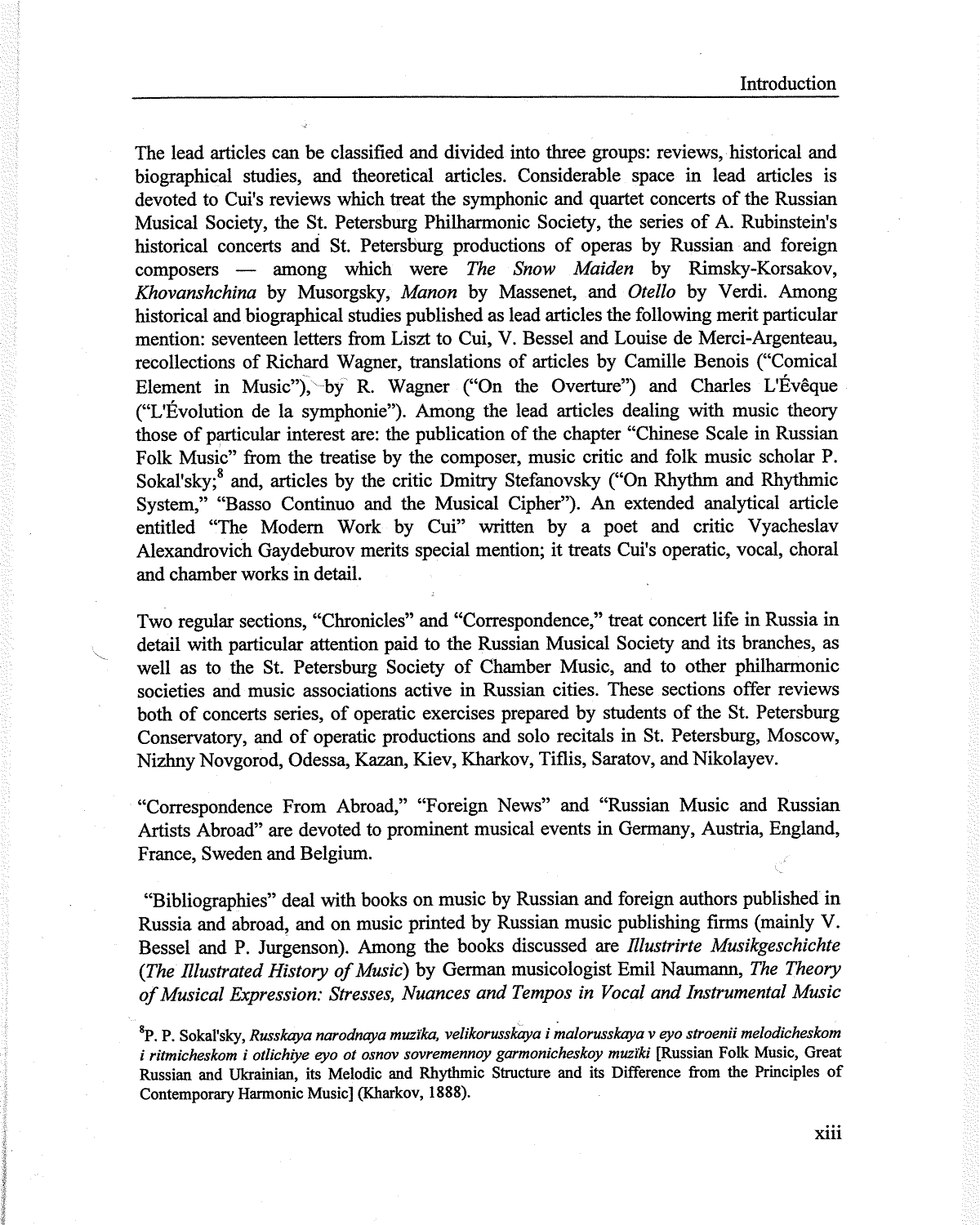The lead articles can be classified and divided into three groups: reviews, historical and biographical studies, and theoretical articles. Considerable space in lead articles is devoted to Cui's reviews which treat the symphonic and quartet concerts of the Russian Musical Society, the St. Petersburg Philharmonic Society, the series of A. Rubinstein's historical concerts and St. Petersburg productions of operas by Russian and foreign composers — among which were *The Snow Maiden* by Rimsky-Korsakov, *Khovanshchina* by Musorgsky, *Manon* by Massenet, and *Otello* by Verdi. Among historical and biographical studies published as lead articles the following merit particular mention: seventeen letters from Liszt to Cui, V. Bessel and Louise de Merci-Argenteau, recollections of Richard Wagner, translations of articles by Camille Benois ("Comical Element in Music"), by R. Wagner ("On the Overture") and Charles L'Évêque ("L'Évolution de la symphonie"). Among the lead articles dealing with music theory those of particular interest are: the publication of the chapter "Chinese Scale in Russian Folk Music" from the treatise by the composer, music critic and folk music scholar P. Sokal'sky;[8] and, articles by the critic Dmitry Stefanovsky ("On Rhythm and Rhythmic System," "Basso Continuo and the Musical Cipher"). An extended analytical article entitled "The Modern Work by Cui" written by a poet and critic Vyacheslav Alexandrovich Gaydeburov merits special mention; it treats Cui's operatic, vocal, choral and chamber works in detail.

Two regular sections, "Chronicles" and "Correspondence," treat concert life in Russia in detail with particular attention paid to the Russian Musical Society and its branches, as well as to the St. Petersburg Society of Chamber Music, and to other philharmonic societies and music associations active in Russian cities. These sections offer reviews both of concerts series, of operatic exercises prepared by students of the St. Petersburg Conservatory, and of operatic productions and solo recitals in St. Petersburg, Moscow, Nizhny Novgorod, Odessa, Kazan, Kiev, Kharkov, Tiflis, Saratov, and Nikolayev.

"Correspondence From Abroad," "Foreign News" and "Russian Music and Russian Artists Abroad" are devoted to prominent musical events in Germany, Austria, England, France, Sweden and Belgium.

"Bibliographies" deal with books on music by Russian and foreign authors published in Russia and abroad, and on music printed by Russian music publishing firms (mainly V. Bessel and P. Jurgenson). Among the books discussed are *Illustrirte Musikgeschichte* (*The Illustrated History of Music*) by German musicologist Emil Naumann, *The Theory of Musical Expression: Stresses, Nuances and Tempos in Vocal and Instrumental Music*

[8] P. P. Sokal'sky, *Russkaya narodnaya muzïka, velikorusskaya i malorusskaya v eyo stroenii melodicheskom i ritmicheskom i otlichiye eyo ot osnov sovremennoy garmonicheskoy muzïki* [Russian Folk Music, Great Russian and Ukrainian, its Melodic and Rhythmic Structure and its Difference from the Principles of Contemporary Harmonic Music] (Kharkov, 1888).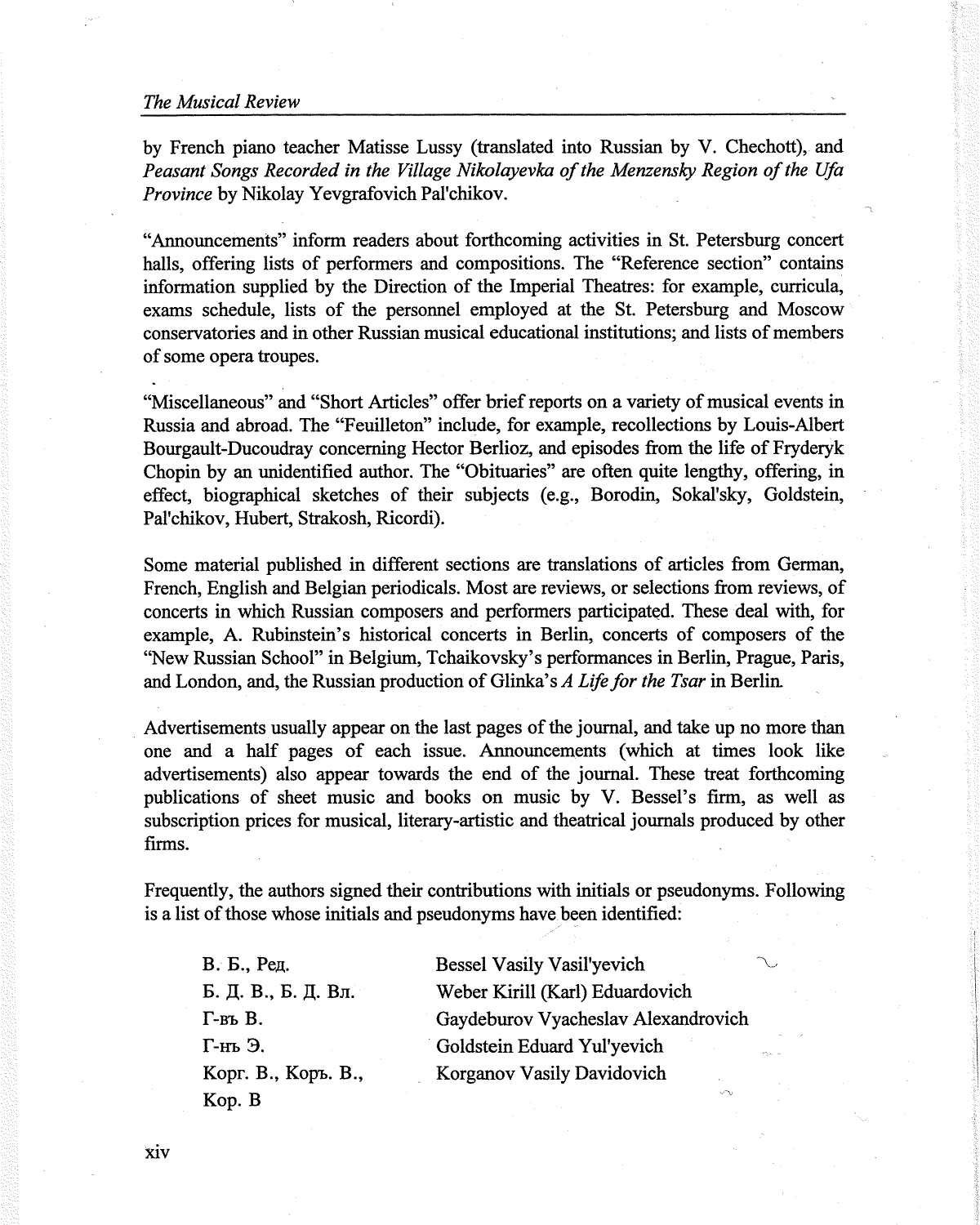by French piano teacher Matisse Lussy (translated into Russian by V. Chechott), and *Peasant Songs Recorded in the Village Nikolayevka of the Menzensky Region of the Ufa Province* by Nikolay Yevgrafovich Pal'chikov.

"Announcements" inform readers about forthcoming activities in St. Petersburg concert halls, offering lists of performers and compositions. The "Reference section" contains information supplied by the Direction of the Imperial Theatres: for example, curricula, exams schedule, lists of the personnel employed at the St. Petersburg and Moscow conservatories and in other Russian musical educational institutions; and lists of members of some opera troupes.

"Miscellaneous" and "Short Articles" offer brief reports on a variety of musical events in Russia and abroad. The "Feuilleton" include, for example, recollections by Louis-Albert Bourgault-Ducoudray concerning Hector Berlioz, and episodes from the life of Fryderyk Chopin by an unidentified author. The "Obituaries" are often quite lengthy, offering, in effect, biographical sketches of their subjects (e.g., Borodin, Sokal'sky, Goldstein, Pal'chikov, Hubert, Strakosh, Ricordi).

Some material published in different sections are translations of articles from German, French, English and Belgian periodicals. Most are reviews, or selections from reviews, of concerts in which Russian composers and performers participated. These deal with, for example, A. Rubinstein's historical concerts in Berlin, concerts of composers of the "New Russian School" in Belgium, Tchaikovsky's performances in Berlin, Prague, Paris, and London, and, the Russian production of Glinka's *A Life for the Tsar* in Berlin.

Advertisements usually appear on the last pages of the journal, and take up no more than one and a half pages of each issue. Announcements (which at times look like advertisements) also appear towards the end of the journal. These treat forthcoming publications of sheet music and books on music by V. Bessel's firm, as well as subscription prices for musical, literary-artistic and theatrical journals produced by other firms.

Frequently, the authors signed their contributions with initials or pseudonyms. Following is a list of those whose initials and pseudonyms have been identified:

| | |
|---|---|
| В. Б., Ред. | Bessel Vasily Vasil'yevich |
| Б. Д. В., Б. Д. Вл. | Weber Kirill (Karl) Eduardovich |
| Г-въ В. | Gaydeburov Vyacheslav Alexandrovich |
| Г-нъ Э. | Goldstein Eduard Yul'yevich |
| Корг. В., Коръ. В., Кор. В | Korganov Vasily Davidovich |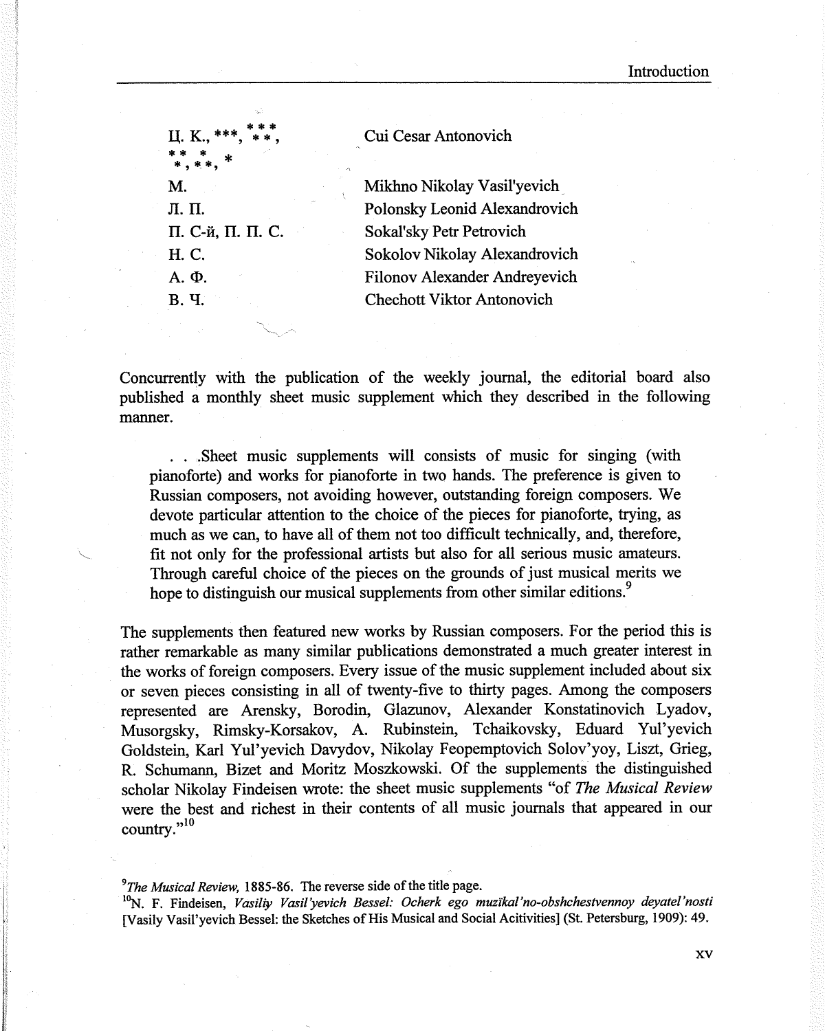| | |
|---|---|
| Ц. К., ***, \*\*\*, \*\*\*, \*\*\*, \*\*\*, * | Cui Cesar Antonovich |
| М. | Mikhno Nikolay Vasil'yevich |
| Л. П. | Polonsky Leonid Alexandrovich |
| П. С-й, П. П. С. | Sokal'sky Petr Petrovich |
| Н. С. | Sokolov Nikolay Alexandrovich |
| А. Ф. | Filonov Alexander Andreyevich |
| В. Ч. | Chechott Viktor Antonovich |

Concurrently with the publication of the weekly journal, the editorial board also published a monthly sheet music supplement which they described in the following manner.

> . . .Sheet music supplements will consists of music for singing (with pianoforte) and works for pianoforte in two hands. The preference is given to Russian composers, not avoiding however, outstanding foreign composers. We devote particular attention to the choice of the pieces for pianoforte, trying, as much as we can, to have all of them not too difficult technically, and, therefore, fit not only for the professional artists but also for all serious music amateurs. Through careful choice of the pieces on the grounds of just musical merits we hope to distinguish our musical supplements from other similar editions.[9]

The supplements then featured new works by Russian composers. For the period this is rather remarkable as many similar publications demonstrated a much greater interest in the works of foreign composers. Every issue of the music supplement included about six or seven pieces consisting in all of twenty-five to thirty pages. Among the composers represented are Arensky, Borodin, Glazunov, Alexander Konstatinovich Lyadov, Musorgsky, Rimsky-Korsakov, A. Rubinstein, Tchaikovsky, Eduard Yul'yevich Goldstein, Karl Yul'yevich Davydov, Nikolay Feopemptovich Solov'yoy, Liszt, Grieg, R. Schumann, Bizet and Moritz Moszkowski. Of the supplements the distinguished scholar Nikolay Findeisen wrote: the sheet music supplements "of *The Musical Review* were the best and richest in their contents of all music journals that appeared in our country."[10]

---

[9] *The Musical Review*, 1885-86. The reverse side of the title page.

[10] N. F. Findeisen, *Vasiliy Vasil'yevich Bessel: Ocherk ego muzikal'no-obshchestvennoy deyatel'nosti* [Vasily Vasil'yevich Bessel: the Sketches of His Musical and Social Acitivities] (St. Petersburg, 1909): 49.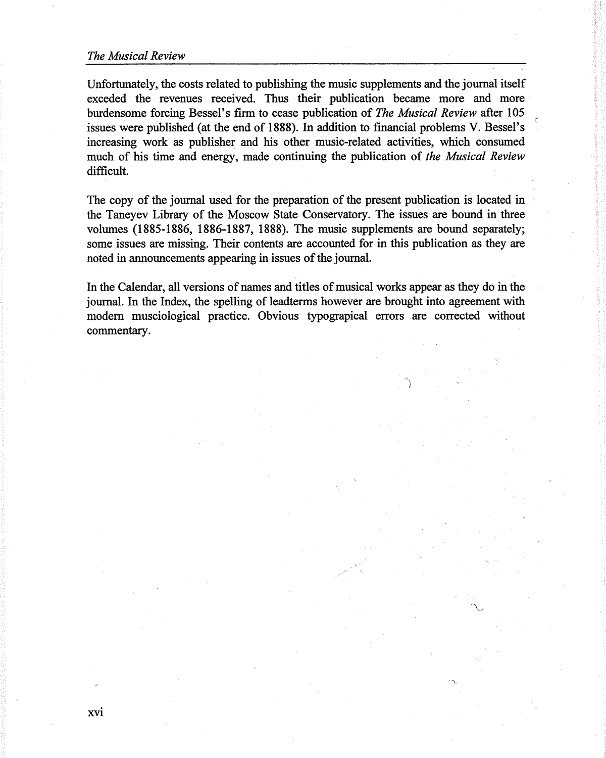Unfortunately, the costs related to publishing the music supplements and the journal itself exceded the revenues received. Thus their publication became more and more burdensome forcing Bessel's firm to cease publication of *The Musical Review* after 105 issues were published (at the end of 1888). In addition to financial problems V. Bessel's increasing work as publisher and his other music-related activities, which consumed much of his time and energy, made continuing the publication of *the Musical Review* difficult.

The copy of the journal used for the preparation of the present publication is located in the Taneyev Library of the Moscow State Conservatory. The issues are bound in three volumes (1885-1886, 1886-1887, 1888). The music supplements are bound separately; some issues are missing. Their contents are accounted for in this publication as they are noted in announcements appearing in issues of the journal.

In the Calendar, all versions of names and titles of musical works appear as they do in the journal. In the Index, the spelling of leadterms however are brought into agreement with modern musciological practice. Obvious typograpical errors are corrected without commentary.